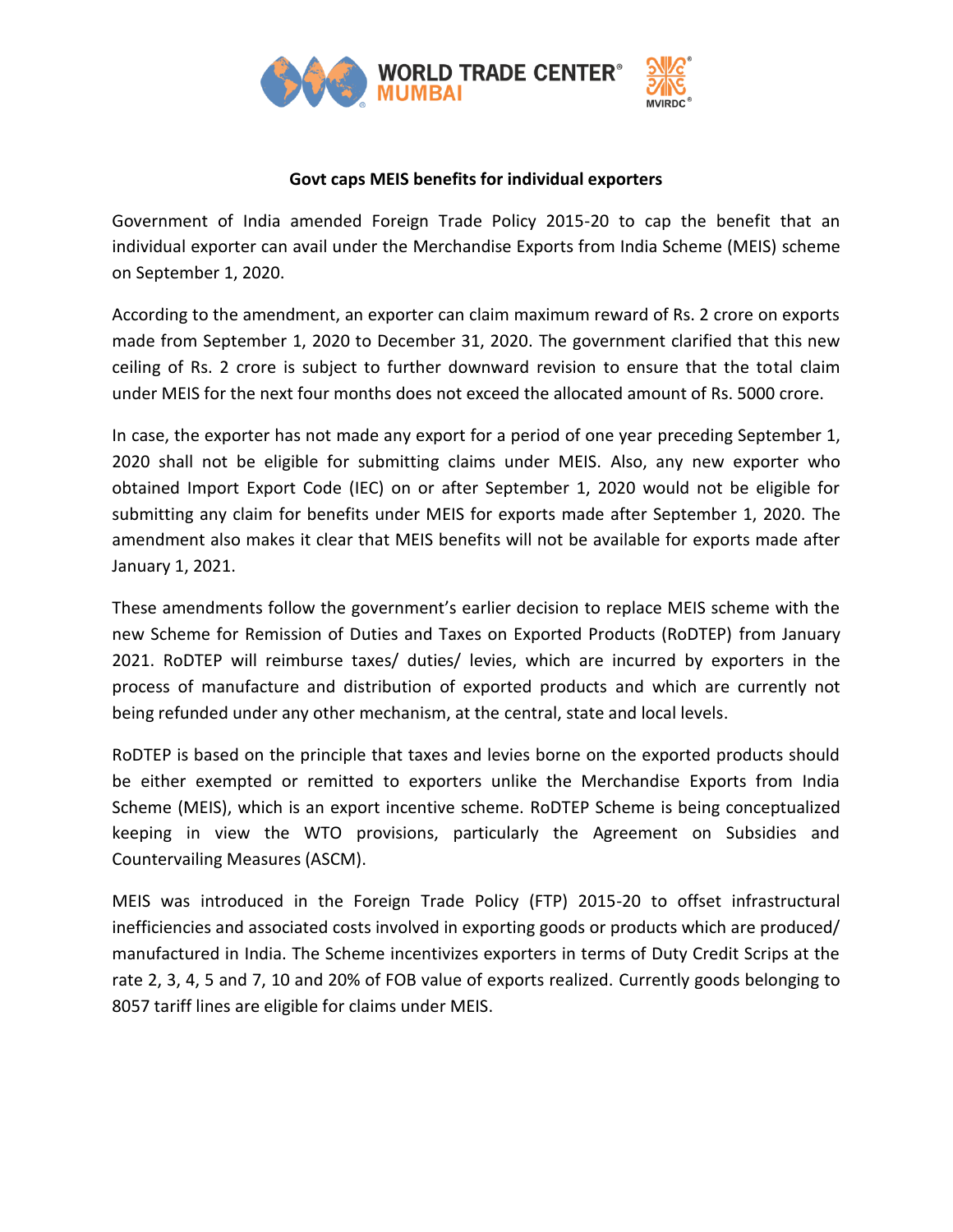# Govt caps MEIS benefits for individual exporters

Government of India amended Foreign Trade Policy 2015-20 to cap the benefit that an individual exporter can avail under the Merchandise Exports from India Scheme (MEIS) scheme on September 1, 2020.

According to the amendment, an exporter can claim maximum reward of Rs. 2 crore on exports made from September 1, 2020 to December 31, 2020. The government clarified that this new ceiling of Rs. 2 crore is subject to further downward revision to ensure that the total claim under MEIS for the next four months does not exceed the allocated amount of Rs. 5000 crore.

In case, the exporter has not made any export for a period of one year preceding September 1, 2020 shall not be eligible for submitting claims under MEIS. Also, any new exporter who obtained Import Export Code (IEC) on or after September 1, 2020 would not be eligible for submitting any claim for benefits under MEIS for exports made after September 1, 2020. The amendment also makes it clear that MEIS benefits will not be available for exports made after January 1, 2021.

These amendments follow the government's earlier decision to replace MEIS scheme with the new Scheme for Remission of Duties and Taxes on Exported Products (RoDTEP) from January 2021. RoDTEP will reimburse taxes/ duties/ levies, which are incurred by exporters in the process of manufacture and distribution of exported products and which are currently not being refunded under any other mechanism, at the central, state and local levels.

RoDTEP is based on the principle that taxes and levies borne on the exported products should be either exempted or remitted to exporters unlike the Merchandise Exports from India Scheme (MEIS), which is an export incentive scheme. RoDTEP Scheme is being conceptualized keeping in view the WTO provisions, particularly the Agreement on Subsidies and Countervailing Measures (ASCM).

MEIS was introduced in the Foreign Trade Policy (FTP) 2015-20 to offset infrastructural inefficiencies and associated costs involved in exporting goods or products which are produced/ manufactured in India. The Scheme incentivizes exporters in terms of Duty Credit Scrips at the rate 2, 3, 4, 5 and 7, 10 and 20% of FOB value of exports realized. Currently goods belonging to 8057 tariff lines are eligible for claims under MEIS.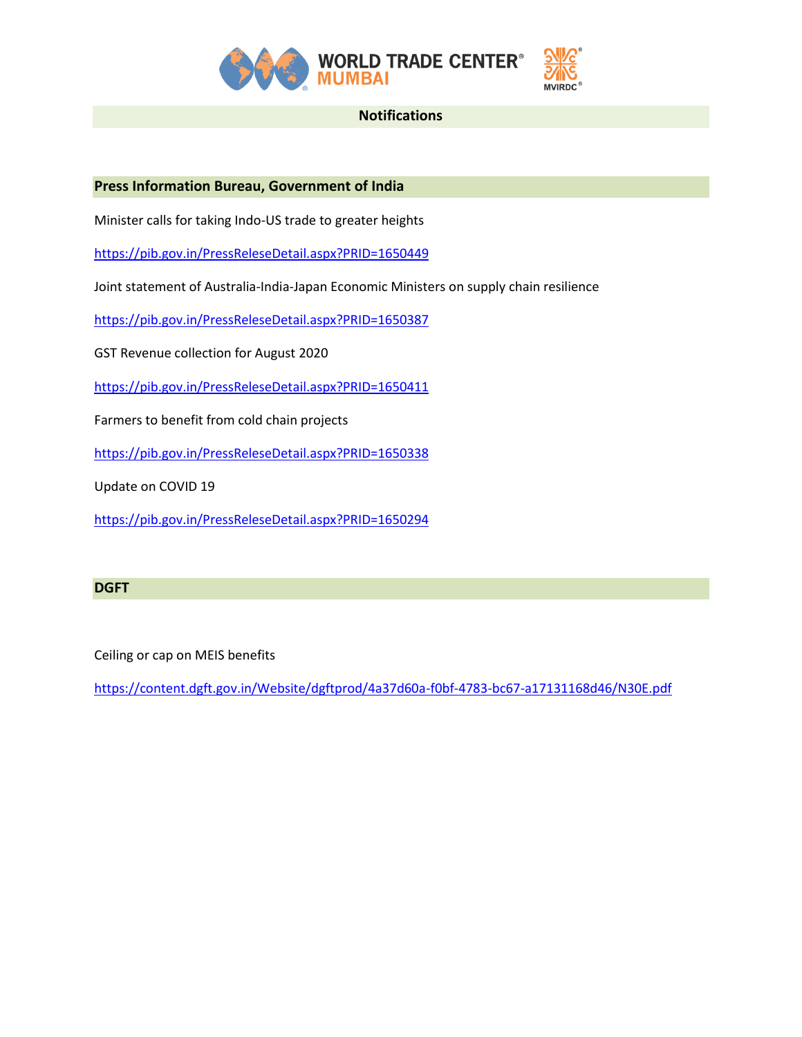## Notifications

### Press Information Bureau, Government of India

Minister calls for taking Indo-US trade to greater heights

https://pib.gov.in/PressReleseDetail.aspx?PRID=1650449

Joint statement of Australia-India-Japan Economic Ministers on supply chain resilience

https://pib.gov.in/PressReleseDetail.aspx?PRID=1650387

GST Revenue collection for August 2020

https://pib.gov.in/PressReleseDetail.aspx?PRID=1650411

Farmers to benefit from cold chain projects

https://pib.gov.in/PressReleseDetail.aspx?PRID=1650338

Update on COVID 19

https://pib.gov.in/PressReleseDetail.aspx?PRID=1650294

### DGFT

Ceiling or cap on MEIS benefits

https://content.dgft.gov.in/Website/dgftprod/4a37d60a-f0bf-4783-bc67-a17131168d46/N30E.pdf